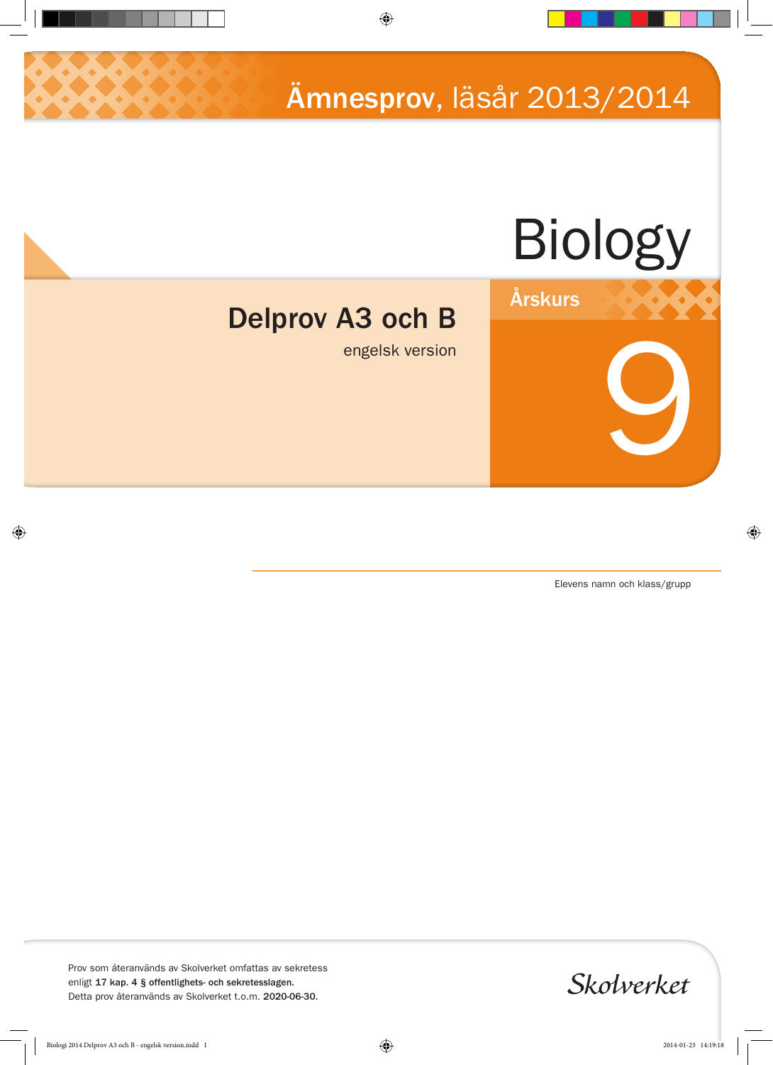Ämnesprov, läsår 2013/2014

# Biology

## Delprov A3 och B

engelsk version

Årskurs

9

Elevens namn och klass/grupp

Prov som återanvänds av Skolverket omfattas av sekretess enligt **17 kap. 4 § offentlighets- och sekretesslagen.**
Detta prov återanvänds av Skolverket t.o.m. **2020-06-30.**

Skolverket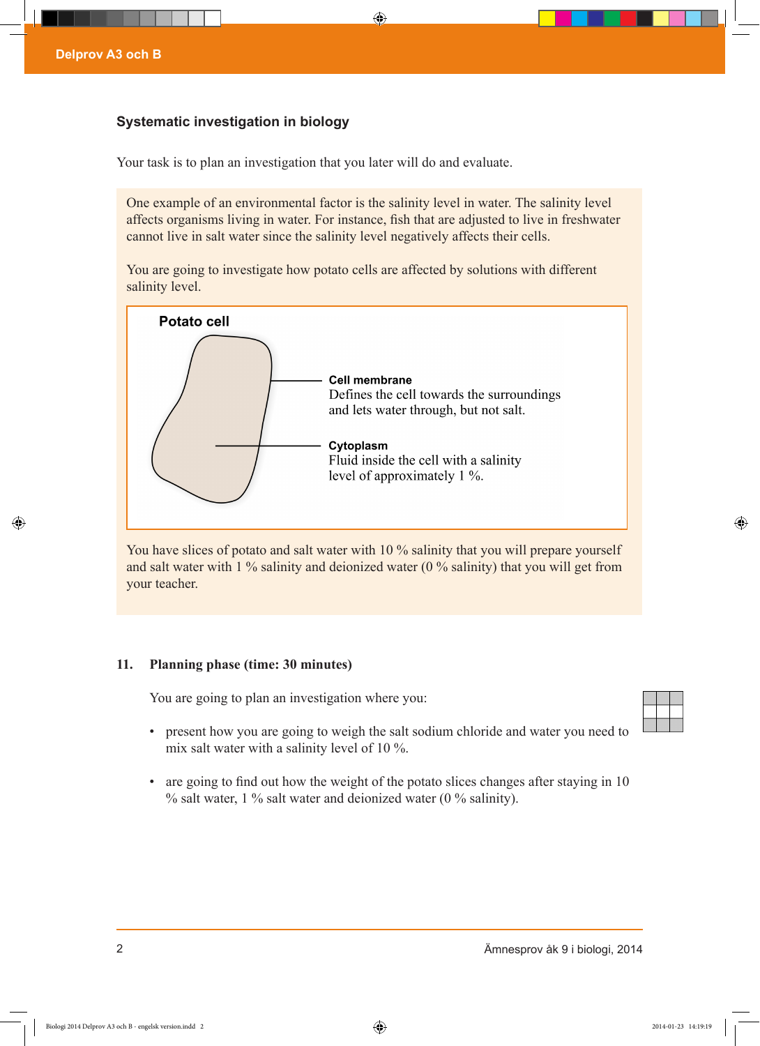### Systematic investigation in biology

Your task is to plan an investigation that you later will do and evaluate.

One example of an environmental factor is the salinity level in water. The salinity level affects organisms living in water. For instance, fish that are adjusted to live in freshwater cannot live in salt water since the salinity level negatively affects their cells.

You are going to investigate how potato cells are affected by solutions with different salinity level.

**Potato cell**

**Cell membrane**
Defines the cell towards the surroundings and lets water through, but not salt.

**Cytoplasm**
Fluid inside the cell with a salinity level of approximately 1 %.

You have slices of potato and salt water with 10 % salinity that you will prepare yourself and salt water with 1 % salinity and deionized water (0 % salinity) that you will get from your teacher.

**11. Planning phase (time: 30 minutes)**

You are going to plan an investigation where you:

- present how you are going to weigh the salt sodium chloride and water you need to mix salt water with a salinity level of 10 %.
- are going to find out how the weight of the potato slices changes after staying in 10 % salt water, 1 % salt water and deionized water (0 % salinity).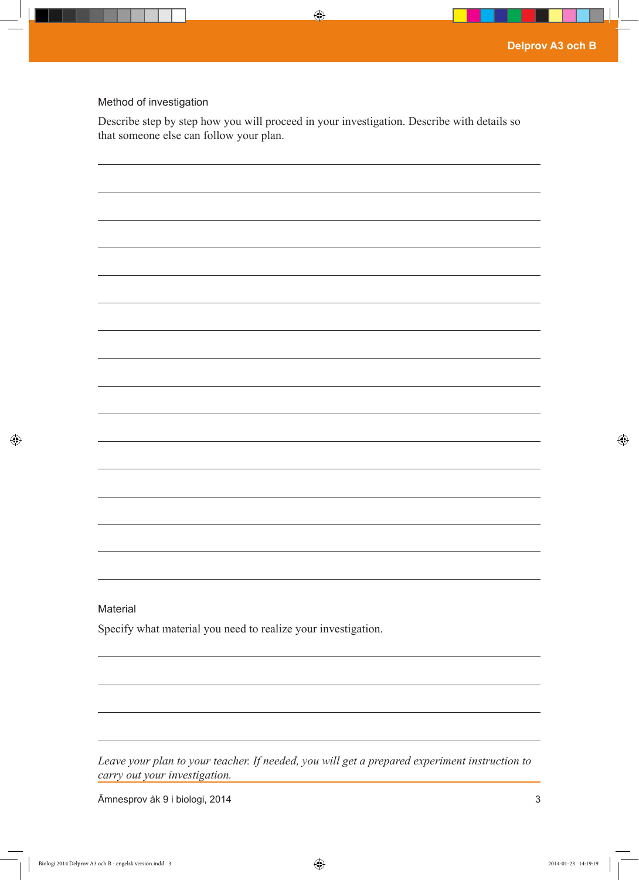### Method of investigation

Describe step by step how you will proceed in your investigation. Describe with details so that someone else can follow your plan.

### Material

Specify what material you need to realize your investigation.

*Leave your plan to your teacher. If needed, you will get a prepared experiment instruction to carry out your investigation.*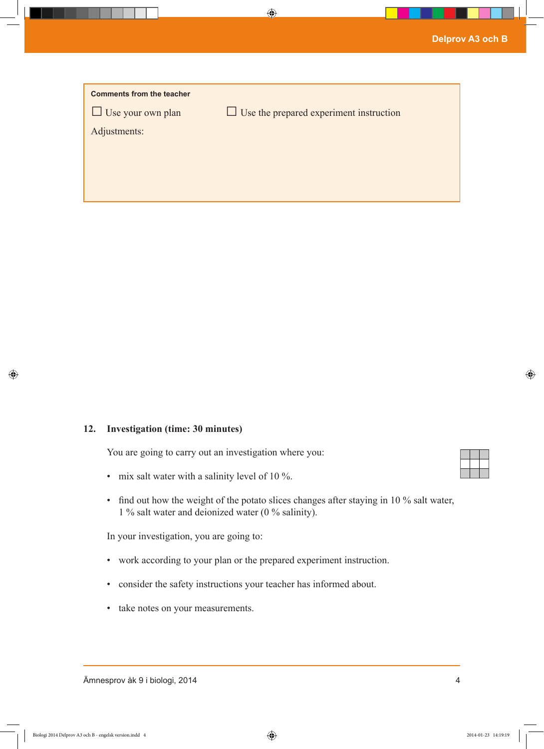**Comments from the teacher**

☐ Use your own plan ☐ Use the prepared experiment instruction

Adjustments:

**12. Investigation (time: 30 minutes)**

You are going to carry out an investigation where you:

- mix salt water with a salinity level of 10 %.
- find out how the weight of the potato slices changes after staying in 10 % salt water, 1 % salt water and deionized water (0 % salinity).

In your investigation, you are going to:

- work according to your plan or the prepared experiment instruction.
- consider the safety instructions your teacher has informed about.
- take notes on your measurements.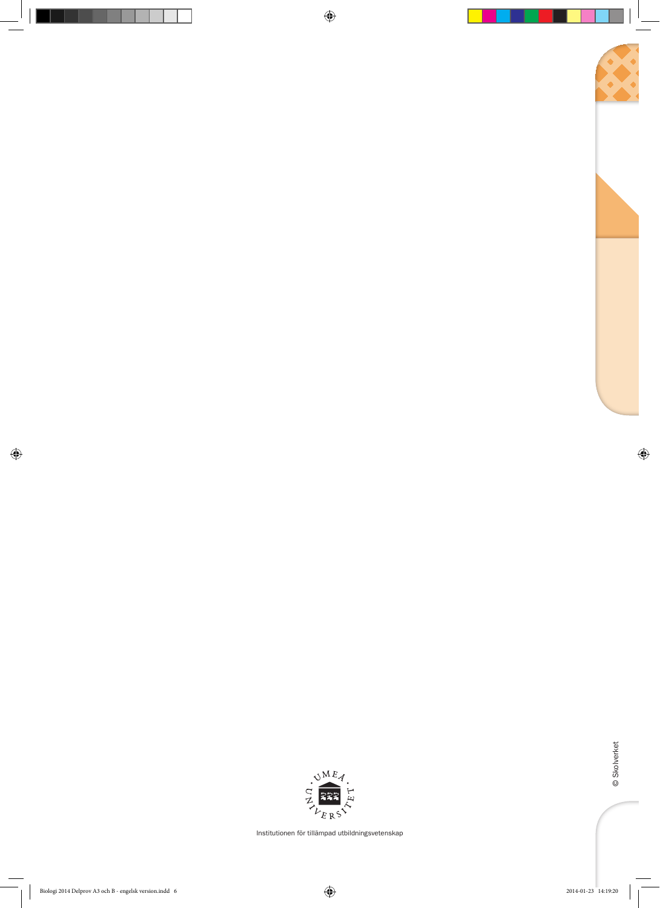Institutionen för tillämpad utbildningsvetenskap

© Skolverket